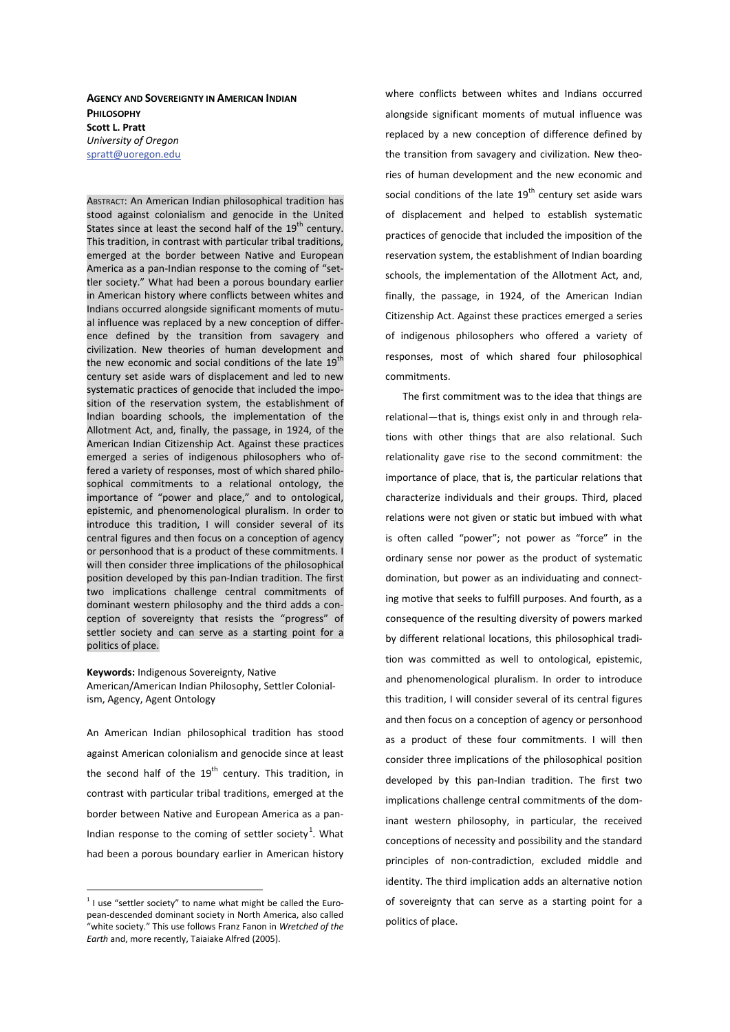**AGENCY AND SOVEREIGNTY IN AMERICAN INDIAN PHILOSOPHY**
**Scott L. Pratt**
*University of Oregon*
spratt@uoregon.edu

ABSTRACT: An American Indian philosophical tradition has stood against colonialism and genocide in the United States since at least the second half of the 19th century. This tradition, in contrast with particular tribal traditions, emerged at the border between Native and European America as a pan-Indian response to the coming of "settler society." What had been a porous boundary earlier in American history where conflicts between whites and Indians occurred alongside significant moments of mutual influence was replaced by a new conception of difference defined by the transition from savagery and civilization. New theories of human development and the new economic and social conditions of the late 19th century set aside wars of displacement and led to new systematic practices of genocide that included the imposition of the reservation system, the establishment of Indian boarding schools, the implementation of the Allotment Act, and, finally, the passage, in 1924, of the American Indian Citizenship Act. Against these practices emerged a series of indigenous philosophers who offered a variety of responses, most of which shared philosophical commitments to a relational ontology, the importance of "power and place," and to ontological, epistemic, and phenomenological pluralism. In order to introduce this tradition, I will consider several of its central figures and then focus on a conception of agency or personhood that is a product of these commitments. I will then consider three implications of the philosophical position developed by this pan-Indian tradition. The first two implications challenge central commitments of dominant western philosophy and the third adds a conception of sovereignty that resists the "progress" of settler society and can serve as a starting point for a politics of place.

**Keywords:** Indigenous Sovereignty, Native American/American Indian Philosophy, Settler Colonialism, Agency, Agent Ontology

An American Indian philosophical tradition has stood against American colonialism and genocide since at least the second half of the 19th century. This tradition, in contrast with particular tribal traditions, emerged at the border between Native and European America as a pan-Indian response to the coming of settler society[1]. What had been a porous boundary earlier in American history where conflicts between whites and Indians occurred alongside significant moments of mutual influence was replaced by a new conception of difference defined by the transition from savagery and civilization. New theories of human development and the new economic and social conditions of the late 19th century set aside wars of displacement and helped to establish systematic practices of genocide that included the imposition of the reservation system, the establishment of Indian boarding schools, the implementation of the Allotment Act, and, finally, the passage, in 1924, of the American Indian Citizenship Act. Against these practices emerged a series of indigenous philosophers who offered a variety of responses, most of which shared four philosophical commitments.

The first commitment was to the idea that things are relational—that is, things exist only in and through relations with other things that are also relational. Such relationality gave rise to the second commitment: the importance of place, that is, the particular relations that characterize individuals and their groups. Third, placed relations were not given or static but imbued with what is often called "power"; not power as "force" in the ordinary sense nor power as the product of systematic domination, but power as an individuating and connecting motive that seeks to fulfill purposes. And fourth, as a consequence of the resulting diversity of powers marked by different relational locations, this philosophical tradition was committed as well to ontological, epistemic, and phenomenological pluralism. In order to introduce this tradition, I will consider several of its central figures and then focus on a conception of agency or personhood as a product of these four commitments. I will then consider three implications of the philosophical position developed by this pan-Indian tradition. The first two implications challenge central commitments of the dominant western philosophy, in particular, the received conceptions of necessity and possibility and the standard principles of non-contradiction, excluded middle and identity. The third implication adds an alternative notion of sovereignty that can serve as a starting point for a politics of place.

[1] I use "settler society" to name what might be called the European-descended dominant society in North America, also called "white society." This use follows Franz Fanon in *Wretched of the Earth* and, more recently, Taiaiake Alfred (2005).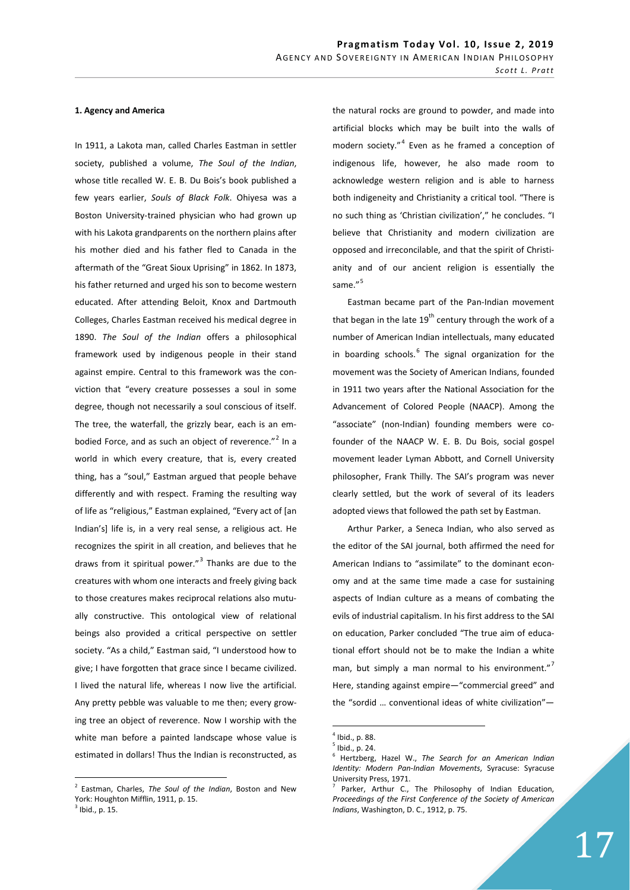### 1. Agency and America

In 1911, a Lakota man, called Charles Eastman in settler society, published a volume, *The Soul of the Indian*, whose title recalled W. E. B. Du Bois's book published a few years earlier, *Souls of Black Folk*. Ohiyesa was a Boston University-trained physician who had grown up with his Lakota grandparents on the northern plains after his mother died and his father fled to Canada in the aftermath of the "Great Sioux Uprising" in 1862. In 1873, his father returned and urged his son to become western educated. After attending Beloit, Knox and Dartmouth Colleges, Charles Eastman received his medical degree in 1890. *The Soul of the Indian* offers a philosophical framework used by indigenous people in their stand against empire. Central to this framework was the conviction that "every creature possesses a soul in some degree, though not necessarily a soul conscious of itself. The tree, the waterfall, the grizzly bear, each is an embodied Force, and as such an object of reverence."[2] In a world in which every creature, that is, every created thing, has a "soul," Eastman argued that people behave differently and with respect. Framing the resulting way of life as "religious," Eastman explained, "Every act of [an Indian's] life is, in a very real sense, a religious act. He recognizes the spirit in all creation, and believes that he draws from it spiritual power."[3] Thanks are due to the creatures with whom one interacts and freely giving back to those creatures makes reciprocal relations also mutually constructive. This ontological view of relational beings also provided a critical perspective on settler society. "As a child," Eastman said, "I understood how to give; I have forgotten that grace since I became civilized. I lived the natural life, whereas I now live the artificial. Any pretty pebble was valuable to me then; every growing tree an object of reverence. Now I worship with the white man before a painted landscape whose value is estimated in dollars! Thus the Indian is reconstructed, as the natural rocks are ground to powder, and made into artificial blocks which may be built into the walls of modern society."[4] Even as he framed a conception of indigenous life, however, he also made room to acknowledge western religion and is able to harness both indigeneity and Christianity a critical tool. "There is no such thing as 'Christian civilization'," he concludes. "I believe that Christianity and modern civilization are opposed and irreconcilable, and that the spirit of Christianity and of our ancient religion is essentially the same."[5]

Eastman became part of the Pan-Indian movement that began in the late 19th century through the work of a number of American Indian intellectuals, many educated in boarding schools.[6] The signal organization for the movement was the Society of American Indians, founded in 1911 two years after the National Association for the Advancement of Colored People (NAACP). Among the "associate" (non-Indian) founding members were co-founder of the NAACP W. E. B. Du Bois, social gospel movement leader Lyman Abbott, and Cornell University philosopher, Frank Thilly. The SAI's program was never clearly settled, but the work of several of its leaders adopted views that followed the path set by Eastman.

Arthur Parker, a Seneca Indian, who also served as the editor of the SAI journal, both affirmed the need for American Indians to "assimilate" to the dominant economy and at the same time made a case for sustaining aspects of Indian culture as a means of combating the evils of industrial capitalism. In his first address to the SAI on education, Parker concluded "The true aim of educational effort should not be to make the Indian a white man, but simply a man normal to his environment."[7] Here, standing against empire—"commercial greed" and the "sordid … conventional ideas of white civilization"—

---

[2] Eastman, Charles, *The Soul of the Indian*, Boston and New York: Houghton Mifflin, 1911, p. 15.

[3] Ibid., p. 15.

[4] Ibid., p. 88.

[5] Ibid., p. 24.

[6] Hertzberg, Hazel W., *The Search for an American Indian Identity: Modern Pan-Indian Movements*, Syracuse: Syracuse University Press, 1971.

[7] Parker, Arthur C., The Philosophy of Indian Education, *Proceedings of the First Conference of the Society of American Indians*, Washington, D. C., 1912, p. 75.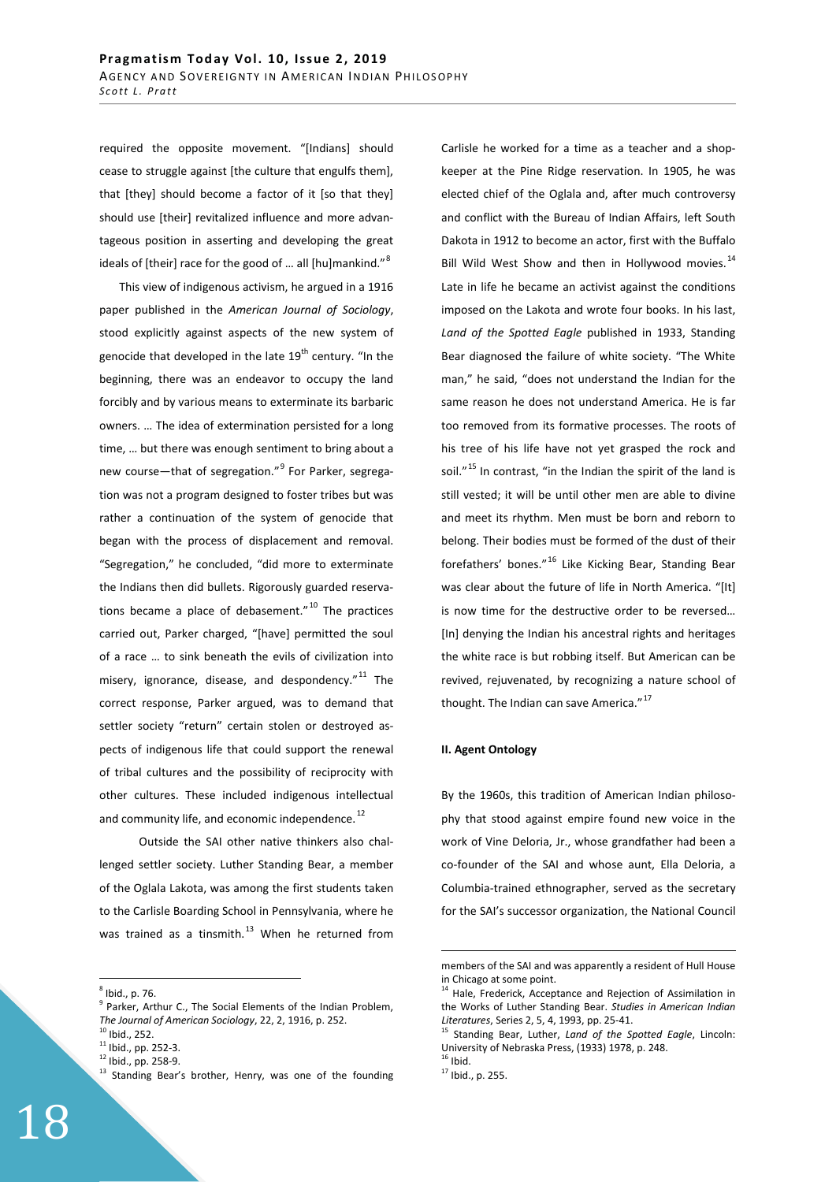required the opposite movement. "[Indians] should cease to struggle against [the culture that engulfs them], that [they] should become a factor of it [so that they] should use [their] revitalized influence and more advantageous position in asserting and developing the great ideals of [their] race for the good of … all [hu]mankind."[8]

This view of indigenous activism, he argued in a 1916 paper published in the *American Journal of Sociology*, stood explicitly against aspects of the new system of genocide that developed in the late 19th century. "In the beginning, there was an endeavor to occupy the land forcibly and by various means to exterminate its barbaric owners. … The idea of extermination persisted for a long time, … but there was enough sentiment to bring about a new course—that of segregation."[9] For Parker, segregation was not a program designed to foster tribes but was rather a continuation of the system of genocide that began with the process of displacement and removal. "Segregation," he concluded, "did more to exterminate the Indians then did bullets. Rigorously guarded reservations became a place of debasement."[10] The practices carried out, Parker charged, "[have] permitted the soul of a race … to sink beneath the evils of civilization into misery, ignorance, disease, and despondency."[11] The correct response, Parker argued, was to demand that settler society "return" certain stolen or destroyed aspects of indigenous life that could support the renewal of tribal cultures and the possibility of reciprocity with other cultures. These included indigenous intellectual and community life, and economic independence.[12]

Outside the SAI other native thinkers also challenged settler society. Luther Standing Bear, a member of the Oglala Lakota, was among the first students taken to the Carlisle Boarding School in Pennsylvania, where he was trained as a tinsmith.[13] When he returned from Carlisle he worked for a time as a teacher and a shopkeeper at the Pine Ridge reservation. In 1905, he was elected chief of the Oglala and, after much controversy and conflict with the Bureau of Indian Affairs, left South Dakota in 1912 to become an actor, first with the Buffalo Bill Wild West Show and then in Hollywood movies.[14] Late in life he became an activist against the conditions imposed on the Lakota and wrote four books. In his last, *Land of the Spotted Eagle* published in 1933, Standing Bear diagnosed the failure of white society. "The White man," he said, "does not understand the Indian for the same reason he does not understand America. He is far too removed from its formative processes. The roots of his tree of his life have not yet grasped the rock and soil."[15] In contrast, "in the Indian the spirit of the land is still vested; it will be until other men are able to divine and meet its rhythm. Men must be born and reborn to belong. Their bodies must be formed of the dust of their forefathers' bones."[16] Like Kicking Bear, Standing Bear was clear about the future of life in North America. "[It] is now time for the destructive order to be reversed… [In] denying the Indian his ancestral rights and heritages the white race is but robbing itself. But American can be revived, rejuvenated, by recognizing a nature school of thought. The Indian can save America."[17]

## II. Agent Ontology

By the 1960s, this tradition of American Indian philosophy that stood against empire found new voice in the work of Vine Deloria, Jr., whose grandfather had been a co-founder of the SAI and whose aunt, Ella Deloria, a Columbia-trained ethnographer, served as the secretary for the SAI's successor organization, the National Council

---

[8] Ibid., p. 76.

[9] Parker, Arthur C., The Social Elements of the Indian Problem, *The Journal of American Sociology*, 22, 2, 1916, p. 252.

[10] Ibid., 252.

[11] Ibid., pp. 252-3.

[12] Ibid., pp. 258-9.

[13] Standing Bear's brother, Henry, was one of the founding members of the SAI and was apparently a resident of Hull House in Chicago at some point.

[14] Hale, Frederick, Acceptance and Rejection of Assimilation in the Works of Luther Standing Bear. *Studies in American Indian Literatures*, Series 2, 5, 4, 1993, pp. 25-41.

[15] Standing Bear, Luther, *Land of the Spotted Eagle*, Lincoln: University of Nebraska Press, (1933) 1978, p. 248.

[16] Ibid.

[17] Ibid., p. 255.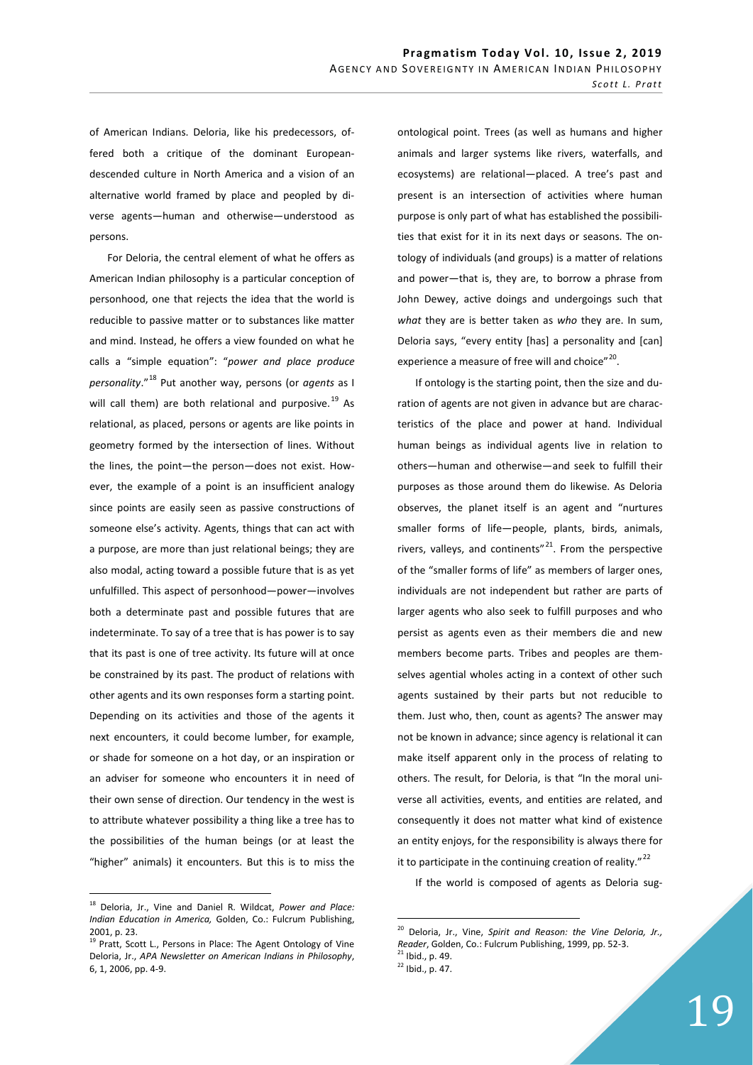of American Indians. Deloria, like his predecessors, offered both a critique of the dominant European-descended culture in North America and a vision of an alternative world framed by place and peopled by diverse agents—human and otherwise—understood as persons.

For Deloria, the central element of what he offers as American Indian philosophy is a particular conception of personhood, one that rejects the idea that the world is reducible to passive matter or to substances like matter and mind. Instead, he offers a view founded on what he calls a "simple equation": "*power and place produce personality*."[18] Put another way, persons (or *agents* as I will call them) are both relational and purposive.[19] As relational, as placed, persons or agents are like points in geometry formed by the intersection of lines. Without the lines, the point—the person—does not exist. However, the example of a point is an insufficient analogy since points are easily seen as passive constructions of someone else's activity. Agents, things that can act with a purpose, are more than just relational beings; they are also modal, acting toward a possible future that is as yet unfulfilled. This aspect of personhood—power—involves both a determinate past and possible futures that are indeterminate. To say of a tree that is has power is to say that its past is one of tree activity. Its future will at once be constrained by its past. The product of relations with other agents and its own responses form a starting point. Depending on its activities and those of the agents it next encounters, it could become lumber, for example, or shade for someone on a hot day, or an inspiration or an adviser for someone who encounters it in need of their own sense of direction. Our tendency in the west is to attribute whatever possibility a thing like a tree has to the possibilities of the human beings (or at least the "higher" animals) it encounters. But this is to miss the ontological point. Trees (as well as humans and higher animals and larger systems like rivers, waterfalls, and ecosystems) are relational—placed. A tree's past and present is an intersection of activities where human purpose is only part of what has established the possibilities that exist for it in its next days or seasons. The ontology of individuals (and groups) is a matter of relations and power—that is, they are, to borrow a phrase from John Dewey, active doings and undergoings such that *what* they are is better taken as *who* they are. In sum, Deloria says, "every entity [has] a personality and [can] experience a measure of free will and choice"[20].

If ontology is the starting point, then the size and duration of agents are not given in advance but are characteristics of the place and power at hand. Individual human beings as individual agents live in relation to others—human and otherwise—and seek to fulfill their purposes as those around them do likewise. As Deloria observes, the planet itself is an agent and "nurtures smaller forms of life—people, plants, birds, animals, rivers, valleys, and continents"[21]. From the perspective of the "smaller forms of life" as members of larger ones, individuals are not independent but rather are parts of larger agents who also seek to fulfill purposes and who persist as agents even as their members die and new members become parts. Tribes and peoples are themselves agential wholes acting in a context of other such agents sustained by their parts but not reducible to them. Just who, then, count as agents? The answer may not be known in advance; since agency is relational it can make itself apparent only in the process of relating to others. The result, for Deloria, is that "In the moral universe all activities, events, and entities are related, and consequently it does not matter what kind of existence an entity enjoys, for the responsibility is always there for it to participate in the continuing creation of reality."[22]

If the world is composed of agents as Deloria sug-

---

[18] Deloria, Jr., Vine and Daniel R. Wildcat, *Power and Place: Indian Education in America,* Golden, Co.: Fulcrum Publishing, 2001, p. 23.

[19] Pratt, Scott L., Persons in Place: The Agent Ontology of Vine Deloria, Jr., *APA Newsletter on American Indians in Philosophy*, 6, 1, 2006, pp. 4-9.

[20] Deloria, Jr., Vine, *Spirit and Reason: the Vine Deloria, Jr., Reader*, Golden, Co.: Fulcrum Publishing, 1999, pp. 52-3.

[21] Ibid., p. 49.

[22] Ibid., p. 47.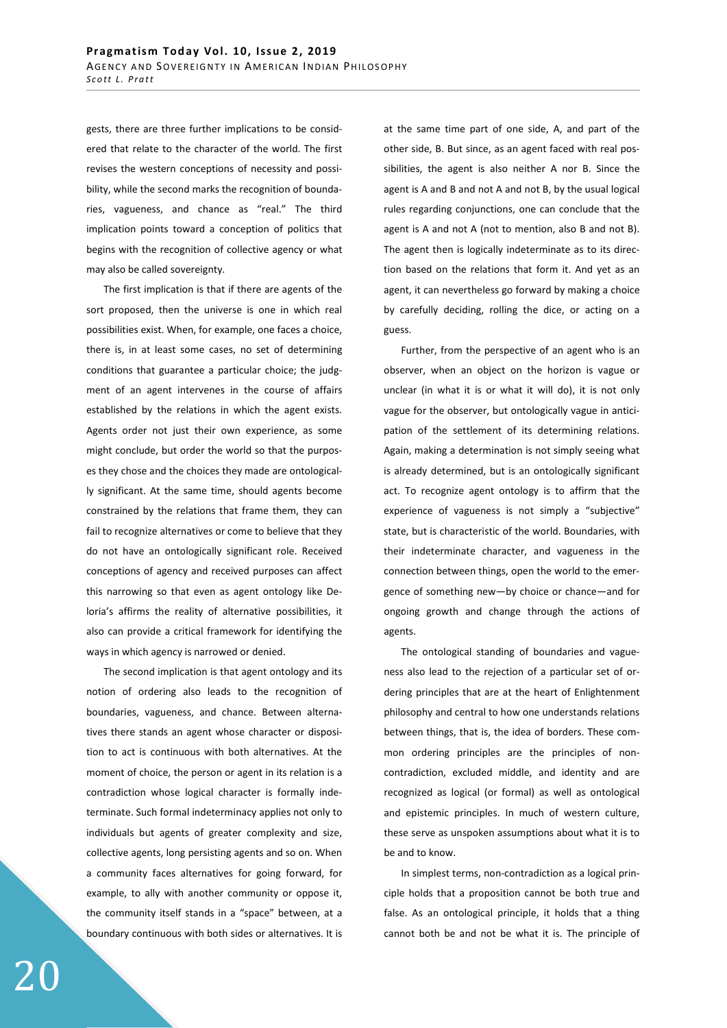gests, there are three further implications to be considered that relate to the character of the world. The first revises the western conceptions of necessity and possibility, while the second marks the recognition of boundaries, vagueness, and chance as "real." The third implication points toward a conception of politics that begins with the recognition of collective agency or what may also be called sovereignty.

The first implication is that if there are agents of the sort proposed, then the universe is one in which real possibilities exist. When, for example, one faces a choice, there is, in at least some cases, no set of determining conditions that guarantee a particular choice; the judgment of an agent intervenes in the course of affairs established by the relations in which the agent exists. Agents order not just their own experience, as some might conclude, but order the world so that the purposes they chose and the choices they made are ontologically significant. At the same time, should agents become constrained by the relations that frame them, they can fail to recognize alternatives or come to believe that they do not have an ontologically significant role. Received conceptions of agency and received purposes can affect this narrowing so that even as agent ontology like Deloria's affirms the reality of alternative possibilities, it also can provide a critical framework for identifying the ways in which agency is narrowed or denied.

The second implication is that agent ontology and its notion of ordering also leads to the recognition of boundaries, vagueness, and chance. Between alternatives there stands an agent whose character or disposition to act is continuous with both alternatives. At the moment of choice, the person or agent in its relation is a contradiction whose logical character is formally indeterminate. Such formal indeterminacy applies not only to individuals but agents of greater complexity and size, collective agents, long persisting agents and so on. When a community faces alternatives for going forward, for example, to ally with another community or oppose it, the community itself stands in a "space" between, at a boundary continuous with both sides or alternatives. It is at the same time part of one side, A, and part of the other side, B. But since, as an agent faced with real possibilities, the agent is also neither A nor B. Since the agent is A and B and not A and not B, by the usual logical rules regarding conjunctions, one can conclude that the agent is A and not A (not to mention, also B and not B). The agent then is logically indeterminate as to its direction based on the relations that form it. And yet as an agent, it can nevertheless go forward by making a choice by carefully deciding, rolling the dice, or acting on a guess.

Further, from the perspective of an agent who is an observer, when an object on the horizon is vague or unclear (in what it is or what it will do), it is not only vague for the observer, but ontologically vague in anticipation of the settlement of its determining relations. Again, making a determination is not simply seeing what is already determined, but is an ontologically significant act. To recognize agent ontology is to affirm that the experience of vagueness is not simply a "subjective" state, but is characteristic of the world. Boundaries, with their indeterminate character, and vagueness in the connection between things, open the world to the emergence of something new—by choice or chance—and for ongoing growth and change through the actions of agents.

The ontological standing of boundaries and vagueness also lead to the rejection of a particular set of ordering principles that are at the heart of Enlightenment philosophy and central to how one understands relations between things, that is, the idea of borders. These common ordering principles are the principles of non-contradiction, excluded middle, and identity and are recognized as logical (or formal) as well as ontological and epistemic principles. In much of western culture, these serve as unspoken assumptions about what it is to be and to know.

In simplest terms, non-contradiction as a logical principle holds that a proposition cannot be both true and false. As an ontological principle, it holds that a thing cannot both be and not be what it is. The principle of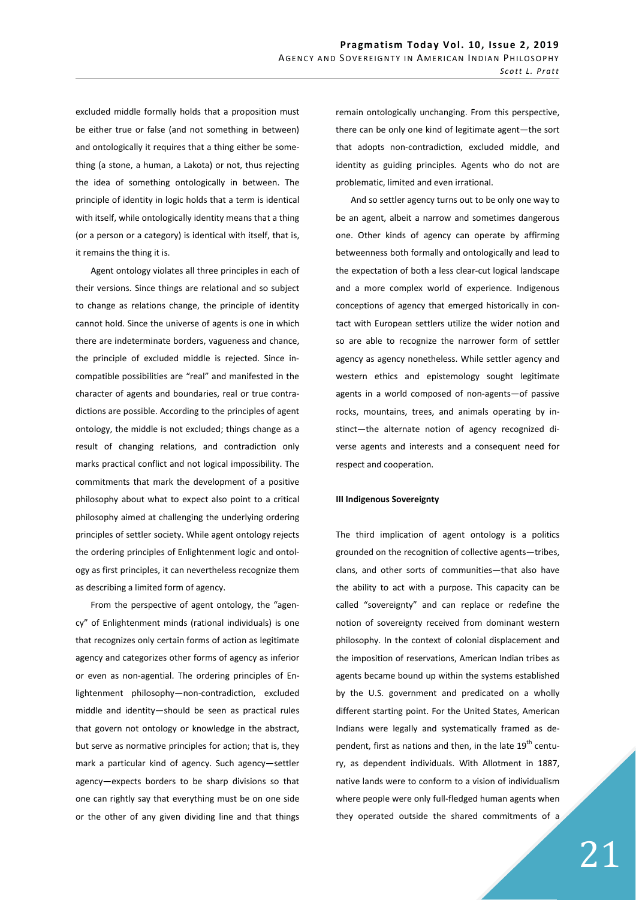excluded middle formally holds that a proposition must be either true or false (and not something in between) and ontologically it requires that a thing either be something (a stone, a human, a Lakota) or not, thus rejecting the idea of something ontologically in between. The principle of identity in logic holds that a term is identical with itself, while ontologically identity means that a thing (or a person or a category) is identical with itself, that is, it remains the thing it is.

Agent ontology violates all three principles in each of their versions. Since things are relational and so subject to change as relations change, the principle of identity cannot hold. Since the universe of agents is one in which there are indeterminate borders, vagueness and chance, the principle of excluded middle is rejected. Since incompatible possibilities are "real" and manifested in the character of agents and boundaries, real or true contradictions are possible. According to the principles of agent ontology, the middle is not excluded; things change as a result of changing relations, and contradiction only marks practical conflict and not logical impossibility. The commitments that mark the development of a positive philosophy about what to expect also point to a critical philosophy aimed at challenging the underlying ordering principles of settler society. While agent ontology rejects the ordering principles of Enlightenment logic and ontology as first principles, it can nevertheless recognize them as describing a limited form of agency.

From the perspective of agent ontology, the "agency" of Enlightenment minds (rational individuals) is one that recognizes only certain forms of action as legitimate agency and categorizes other forms of agency as inferior or even as non-agential. The ordering principles of Enlightenment philosophy—non-contradiction, excluded middle and identity—should be seen as practical rules that govern not ontology or knowledge in the abstract, but serve as normative principles for action; that is, they mark a particular kind of agency. Such agency—settler agency—expects borders to be sharp divisions so that one can rightly say that everything must be on one side or the other of any given dividing line and that things remain ontologically unchanging. From this perspective, there can be only one kind of legitimate agent—the sort that adopts non-contradiction, excluded middle, and identity as guiding principles. Agents who do not are problematic, limited and even irrational.

And so settler agency turns out to be only one way to be an agent, albeit a narrow and sometimes dangerous one. Other kinds of agency can operate by affirming betweenness both formally and ontologically and lead to the expectation of both a less clear-cut logical landscape and a more complex world of experience. Indigenous conceptions of agency that emerged historically in contact with European settlers utilize the wider notion and so are able to recognize the narrower form of settler agency as agency nonetheless. While settler agency and western ethics and epistemology sought legitimate agents in a world composed of non-agents—of passive rocks, mountains, trees, and animals operating by instinct—the alternate notion of agency recognized diverse agents and interests and a consequent need for respect and cooperation.

**III Indigenous Sovereignty**

The third implication of agent ontology is a politics grounded on the recognition of collective agents—tribes, clans, and other sorts of communities—that also have the ability to act with a purpose. This capacity can be called "sovereignty" and can replace or redefine the notion of sovereignty received from dominant western philosophy. In the context of colonial displacement and the imposition of reservations, American Indian tribes as agents became bound up within the systems established by the U.S. government and predicated on a wholly different starting point. For the United States, American Indians were legally and systematically framed as dependent, first as nations and then, in the late 19th century, as dependent individuals. With Allotment in 1887, native lands were to conform to a vision of individualism where people were only full-fledged human agents when they operated outside the shared commitments of a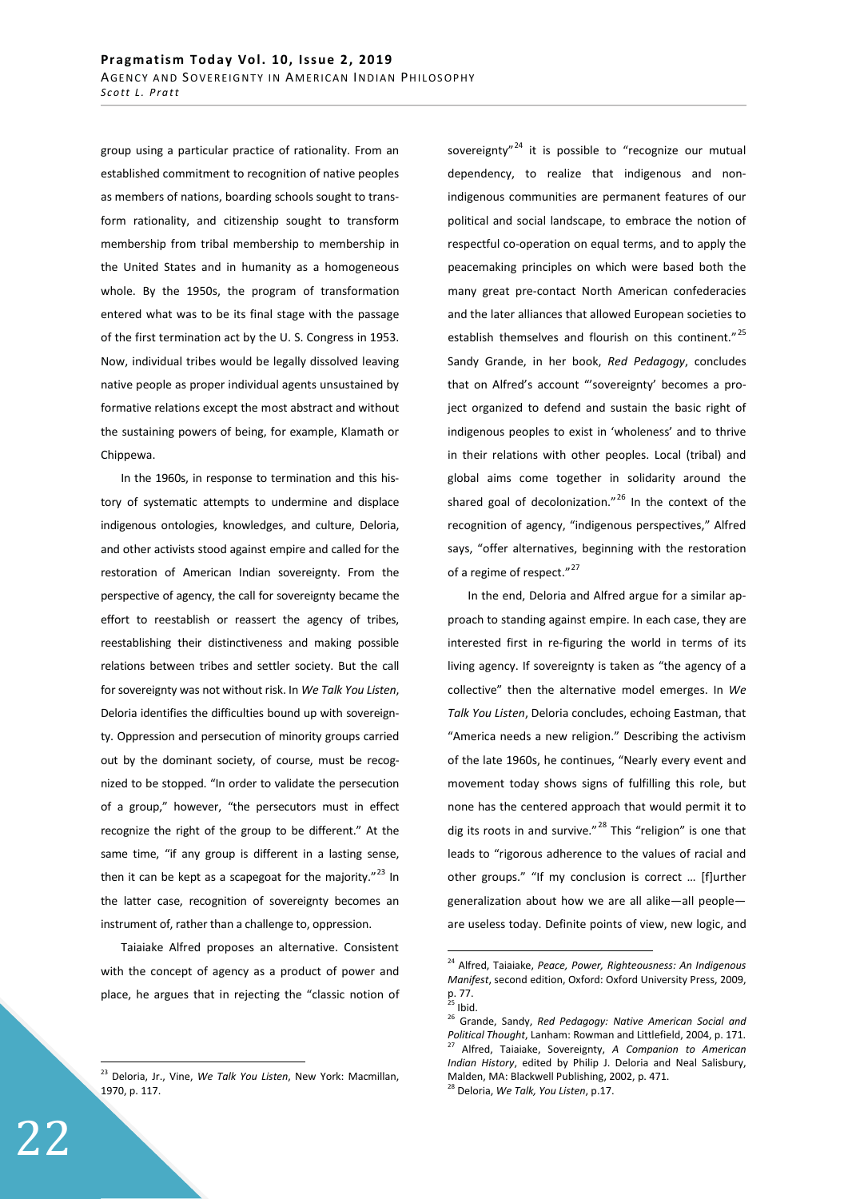group using a particular practice of rationality. From an established commitment to recognition of native peoples as members of nations, boarding schools sought to transform rationality, and citizenship sought to transform membership from tribal membership to membership in the United States and in humanity as a homogeneous whole. By the 1950s, the program of transformation entered what was to be its final stage with the passage of the first termination act by the U. S. Congress in 1953. Now, individual tribes would be legally dissolved leaving native people as proper individual agents unsustained by formative relations except the most abstract and without the sustaining powers of being, for example, Klamath or Chippewa.

In the 1960s, in response to termination and this history of systematic attempts to undermine and displace indigenous ontologies, knowledges, and culture, Deloria, and other activists stood against empire and called for the restoration of American Indian sovereignty. From the perspective of agency, the call for sovereignty became the effort to reestablish or reassert the agency of tribes, reestablishing their distinctiveness and making possible relations between tribes and settler society. But the call for sovereignty was not without risk. In *We Talk You Listen*, Deloria identifies the difficulties bound up with sovereignty. Oppression and persecution of minority groups carried out by the dominant society, of course, must be recognized to be stopped. "In order to validate the persecution of a group," however, "the persecutors must in effect recognize the right of the group to be different." At the same time, "if any group is different in a lasting sense, then it can be kept as a scapegoat for the majority."[23] In the latter case, recognition of sovereignty becomes an instrument of, rather than a challenge to, oppression.

Taiaiake Alfred proposes an alternative. Consistent with the concept of agency as a product of power and place, he argues that in rejecting the "classic notion of sovereignty"[24] it is possible to "recognize our mutual dependency, to realize that indigenous and non-indigenous communities are permanent features of our political and social landscape, to embrace the notion of respectful co-operation on equal terms, and to apply the peacemaking principles on which were based both the many great pre-contact North American confederacies and the later alliances that allowed European societies to establish themselves and flourish on this continent."[25] Sandy Grande, in her book, *Red Pedagogy*, concludes that on Alfred's account "'sovereignty' becomes a project organized to defend and sustain the basic right of indigenous peoples to exist in 'wholeness' and to thrive in their relations with other peoples. Local (tribal) and global aims come together in solidarity around the shared goal of decolonization."[26] In the context of the recognition of agency, "indigenous perspectives," Alfred says, "offer alternatives, beginning with the restoration of a regime of respect."[27]

In the end, Deloria and Alfred argue for a similar approach to standing against empire. In each case, they are interested first in re-figuring the world in terms of its living agency. If sovereignty is taken as "the agency of a collective" then the alternative model emerges. In *We Talk You Listen*, Deloria concludes, echoing Eastman, that "America needs a new religion." Describing the activism of the late 1960s, he continues, "Nearly every event and movement today shows signs of fulfilling this role, but none has the centered approach that would permit it to dig its roots in and survive."[28] This "religion" is one that leads to "rigorous adherence to the values of racial and other groups." "If my conclusion is correct … [f]urther generalization about how we are all alike—all people—are useless today. Definite points of view, new logic, and

---

[23] Deloria, Jr., Vine, *We Talk You Listen*, New York: Macmillan, 1970, p. 117.

[24] Alfred, Taiaiake, *Peace, Power, Righteousness: An Indigenous Manifest*, second edition, Oxford: Oxford University Press, 2009, p. 77.

[25] Ibid.

[26] Grande, Sandy, *Red Pedagogy: Native American Social and Political Thought*, Lanham: Rowman and Littlefield, 2004, p. 171.

[27] Alfred, Taiaiake, Sovereignty, *A Companion to American Indian History*, edited by Philip J. Deloria and Neal Salisbury, Malden, MA: Blackwell Publishing, 2002, p. 471.

[28] Deloria, *We Talk, You Listen*, p.17.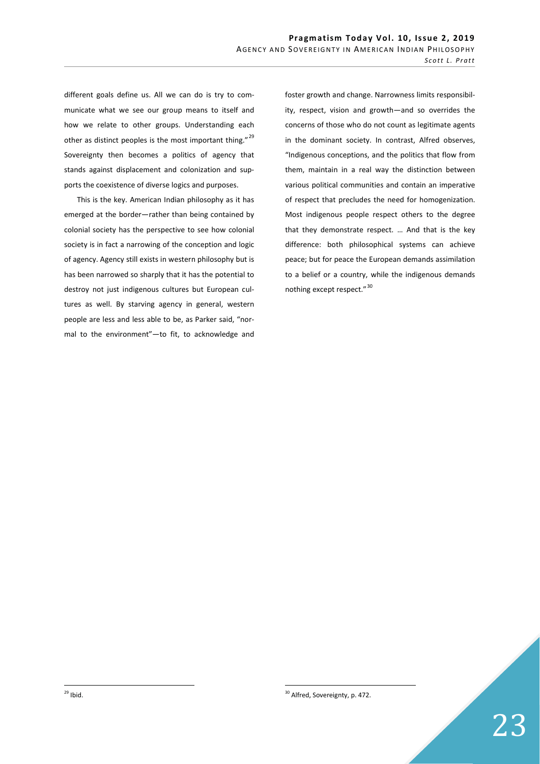different goals define us. All we can do is try to communicate what we see our group means to itself and how we relate to other groups. Understanding each other as distinct peoples is the most important thing."[29] Sovereignty then becomes a politics of agency that stands against displacement and colonization and supports the coexistence of diverse logics and purposes.

This is the key. American Indian philosophy as it has emerged at the border—rather than being contained by colonial society has the perspective to see how colonial society is in fact a narrowing of the conception and logic of agency. Agency still exists in western philosophy but is has been narrowed so sharply that it has the potential to destroy not just indigenous cultures but European cultures as well. By starving agency in general, western people are less and less able to be, as Parker said, "normal to the environment"—to fit, to acknowledge and foster growth and change. Narrowness limits responsibility, respect, vision and growth—and so overrides the concerns of those who do not count as legitimate agents in the dominant society. In contrast, Alfred observes, "Indigenous conceptions, and the politics that flow from them, maintain in a real way the distinction between various political communities and contain an imperative of respect that precludes the need for homogenization. Most indigenous people respect others to the degree that they demonstrate respect. … And that is the key difference: both philosophical systems can achieve peace; but for peace the European demands assimilation to a belief or a country, while the indigenous demands nothing except respect."[30]

---

[29] Ibid.

[30] Alfred, Sovereignty, p. 472.